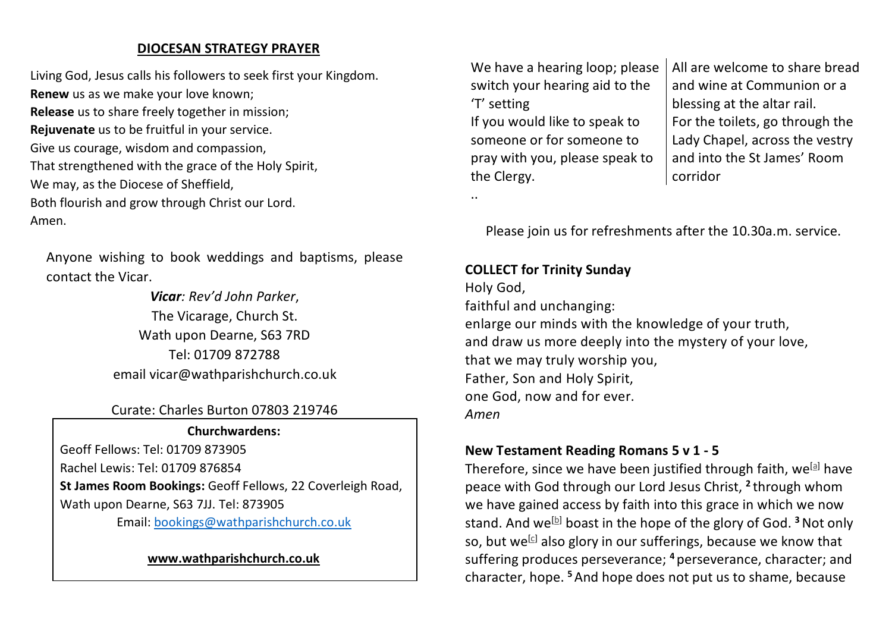## DIOCESAN STRATEGY PRAYER

Living God, Jesus calls his followers to seek first your Kingdom.
**Renew** us as we make your love known;
**Release** us to share freely together in mission;
**Rejuvenate** us to be fruitful in your service.
Give us courage, wisdom and compassion,
That strengthened with the grace of the Holy Spirit,
We may, as the Diocese of Sheffield,
Both flourish and grow through Christ our Lord.
Amen.

Anyone wishing to book weddings and baptisms, please contact the Vicar.

***Vicar**: Rev'd John Parker*,
The Vicarage, Church St.
Wath upon Dearne, S63 7RD
Tel: 01709 872788
email vicar@wathparishchurch.co.uk

Curate: Charles Burton 07803 219746

**Churchwardens:**
Geoff Fellows: Tel: 01709 873905
Rachel Lewis: Tel: 01709 876854
**St James Room Bookings:** Geoff Fellows, 22 Coverleigh Road, Wath upon Dearne, S63 7JJ. Tel: 873905
Email: bookings@wathparishchurch.co.uk

**www.wathparishchurch.co.uk**

We have a hearing loop; please switch your hearing aid to the 'T' setting
If you would like to speak to someone or for someone to pray with you, please speak to the Clergy.

All are welcome to share bread and wine at Communion or a blessing at the altar rail.
For the toilets, go through the Lady Chapel, across the vestry and into the St James' Room corridor

..

Please join us for refreshments after the 10.30a.m. service.

**COLLECT for Trinity Sunday**
Holy God,
faithful and unchanging:
enlarge our minds with the knowledge of your truth,
and draw us more deeply into the mystery of your love,
that we may truly worship you,
Father, Son and Holy Spirit,
one God, now and for ever.
*Amen*

**New Testament Reading Romans 5 v 1 - 5**
Therefore, since we have been justified through faith, we[a] have peace with God through our Lord Jesus Christ, **2** through whom we have gained access by faith into this grace in which we now stand. And we[b] boast in the hope of the glory of God. **3** Not only so, but we[c] also glory in our sufferings, because we know that suffering produces perseverance; **4** perseverance, character; and character, hope. **5** And hope does not put us to shame, because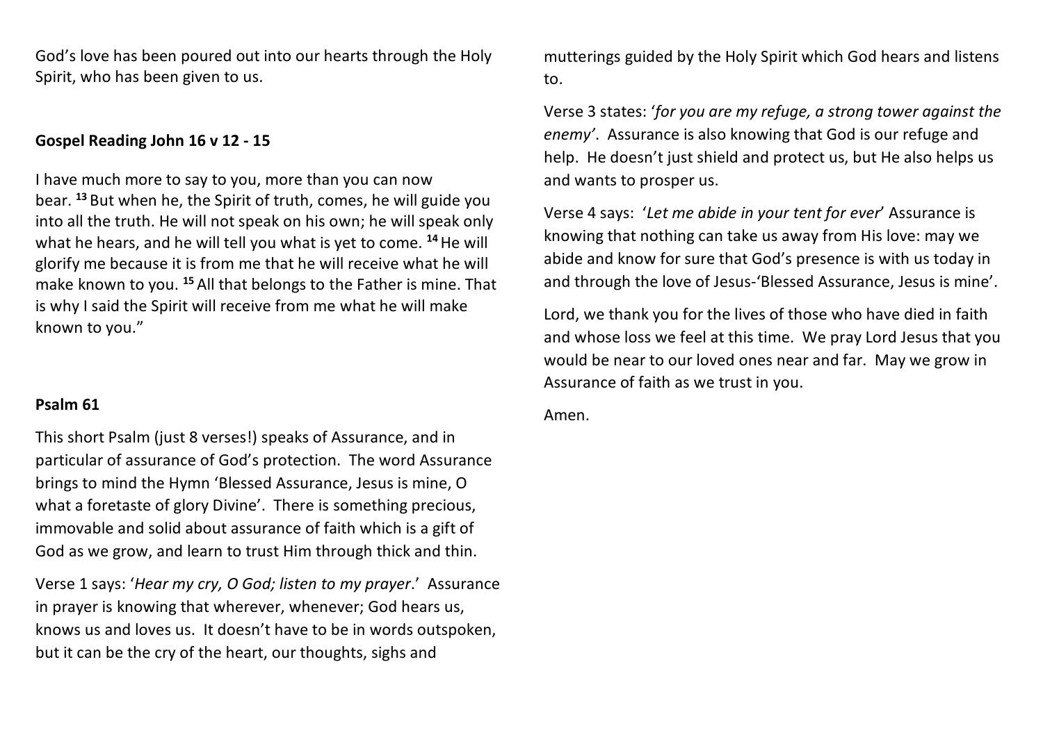God's love has been poured out into our hearts through the Holy Spirit, who has been given to us.

**Gospel Reading John 16 v 12 - 15**

I have much more to say to you, more than you can now bear. [13] But when he, the Spirit of truth, comes, he will guide you into all the truth. He will not speak on his own; he will speak only what he hears, and he will tell you what is yet to come. [14] He will glorify me because it is from me that he will receive what he will make known to you. [15] All that belongs to the Father is mine. That is why I said the Spirit will receive from me what he will make known to you."

**Psalm 61**

This short Psalm (just 8 verses!) speaks of Assurance, and in particular of assurance of God's protection. The word Assurance brings to mind the Hymn 'Blessed Assurance, Jesus is mine, O what a foretaste of glory Divine'. There is something precious, immovable and solid about assurance of faith which is a gift of God as we grow, and learn to trust Him through thick and thin.

Verse 1 says: '*Hear my cry, O God; listen to my prayer*.' Assurance in prayer is knowing that wherever, whenever; God hears us, knows us and loves us. It doesn't have to be in words outspoken, but it can be the cry of the heart, our thoughts, sighs and mutterings guided by the Holy Spirit which God hears and listens to.

Verse 3 states: '*for you are my refuge, a strong tower against the enemy'*. Assurance is also knowing that God is our refuge and help. He doesn't just shield and protect us, but He also helps us and wants to prosper us.

Verse 4 says: '*Let me abide in your tent for ever*' Assurance is knowing that nothing can take us away from His love: may we abide and know for sure that God's presence is with us today in and through the love of Jesus-'Blessed Assurance, Jesus is mine'.

Lord, we thank you for the lives of those who have died in faith and whose loss we feel at this time. We pray Lord Jesus that you would be near to our loved ones near and far. May we grow in Assurance of faith as we trust in you.

Amen.